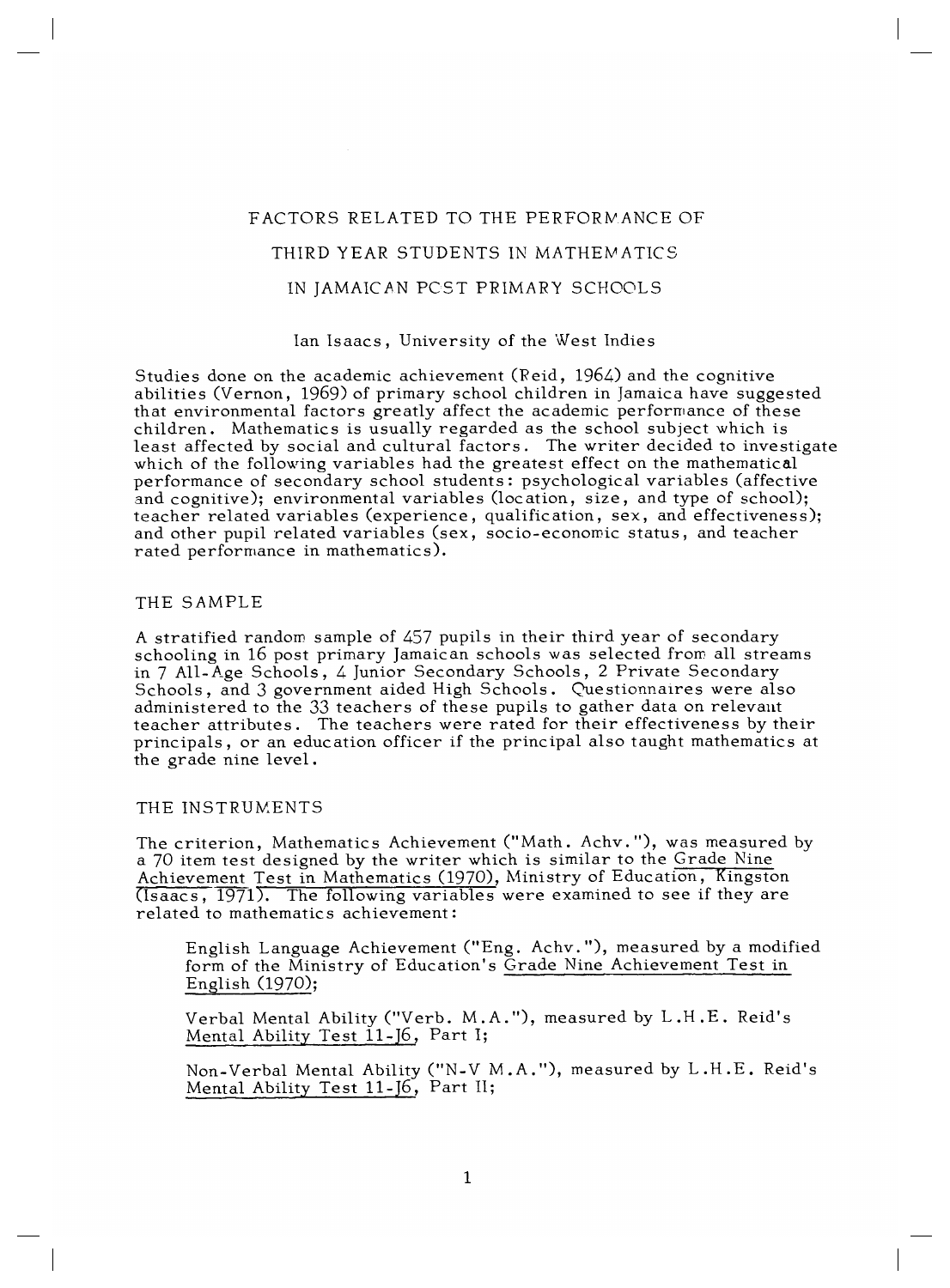# FACTORS RELATED TO THE PERFORMANCE OF THIRD YEAR STUDENTS IN MATHEMATICS IN JAMAICAN POST PRIMARY SCHOOLS

Ian Isaacs, University of the West Indies

Studies done on the academic achievement (Reid, 1964) and the cognitive abilities (Vernon, 1969) of primary school children in Jamaica have suggested that environmental factors greatly affect the academic performance of these children. Mathematics is usually regarded as the school subject which is least affected by social and cultural factors. The writer decided to investigate which of the following variables had the greatest effect on the mathematical performance of secondary school students: psychological variables (affective and cognitive); environmental variables (location, size, and type of school); teacher related variables (experience, qualification, sex, and effectiveness); and other pupil related variables (sex, socio-economic status, and teacher rated performance in mathematics).

## THE SAMPLE

A stratified random sample of 457 pupils in their third year of secondary schooling in 16 post primary Jamaican schools was selected from all streams in 7 All-Age Schools, 4 Junior Secondary Schools, 2 Private Secondary Schools, and 3 government aided High Schools. Questionnaires were also administered to the 33 teachers of these pupils to gather data on relevant teacher attributes. The teachers were rated for their effectiveness by their principals, or an education officer if the principal also taught mathematics at the grade nine level.

## THE INSTRUMENTS

The criterion, Mathematics Achievement ("Math. Achv."), was measured by a 70 item test designed by the writer which is similar to the Grade Nine Achievement Test in Mathematics (1970), Ministry of Education, Kingston (Isaacs, 1971). The following variables were examined to see if they are related to mathematics achievement:

English Language Achievement ("Eng. Achv."), measured by a modified form of the Ministry of Education's Grade Nine Achievement Test in English (1970);

Verbal Mental Ability ("Verb. M.A."), measured by L.H.E. Reid's Mental Ability Test 11-J6, Part I;

Non-Verbal Mental Ability ("N-V M.A."), measured by L.H.E. Reid's Mental Ability Test 11-J6, Part II;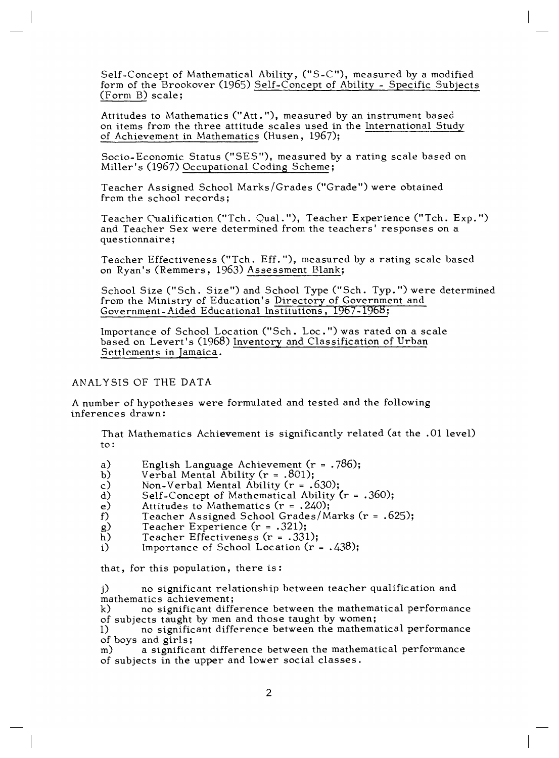Self-Concept of Mathematical Ability, ("S-C"), measured by a modified form of the Brookover (1965) Self-Concept of Ability - Specific Subjects (Form B) scale;

Attitudes to Mathematics ("Att."), measured by an instrument based on items from the three attitude scales used in the International Study of Achievement in Mathematics (Husen, 1967);

Socio-Economic Status ("SES"), measured by a rating scale based on Miller's (1967) Occupational Coding Scheme;

Teacher Assigned School Marks/Grades ("Grade") were obtained from the school records;

Teacher Qualification ("Tch. Qual."), Teacher Experience ("Tch. Exp.") and Teacher Sex were determined from the teachers' responses on a questionnaire;

Teacher Effectiveness ("Tch. Eff."), measured by a rating scale based on Ryan's (Remmers, 1963) Assessment Blank;

School Size ("Sch. Size") and School Type ("Sch. Typ.") were determined from the Ministry of Education's Directory of Government and Government-Aided Educational Institutions, 1967-1968;

Importance of School Location ("Sch. Loc.") was rated on a scale based on Levert's (1968) Inventory and Classification of Urban Settlements in Jamaica.

## ANALYSIS OF THE DATA

A number of hypotheses were formulated and tested and the following inferences drawn:

That Mathematics Achievement is significantly related (at the .01 level) to:

a) English Language Achievement ($r = .786$);
b) Verbal Mental Ability ($r = .801$);
c) Non-Verbal Mental Ability ($r = .630$);
d) Self-Concept of Mathematical Ability ($r = .360$);
e) Attitudes to Mathematics ($r = .240$);
f) Teacher Assigned School Grades/Marks ($r = .625$);
g) Teacher Experience ($r = .321$);
h) Teacher Effectiveness ($r = .331$);
i) Importance of School Location ($r = .438$);

that, for this population, there is:

j) no significant relationship between teacher qualification and mathematics achievement;
k) no significant difference between the mathematical performance of subjects taught by men and those taught by women;
l) no significant difference between the mathematical performance of boys and girls;
m) a significant difference between the mathematical performance of subjects in the upper and lower social classes.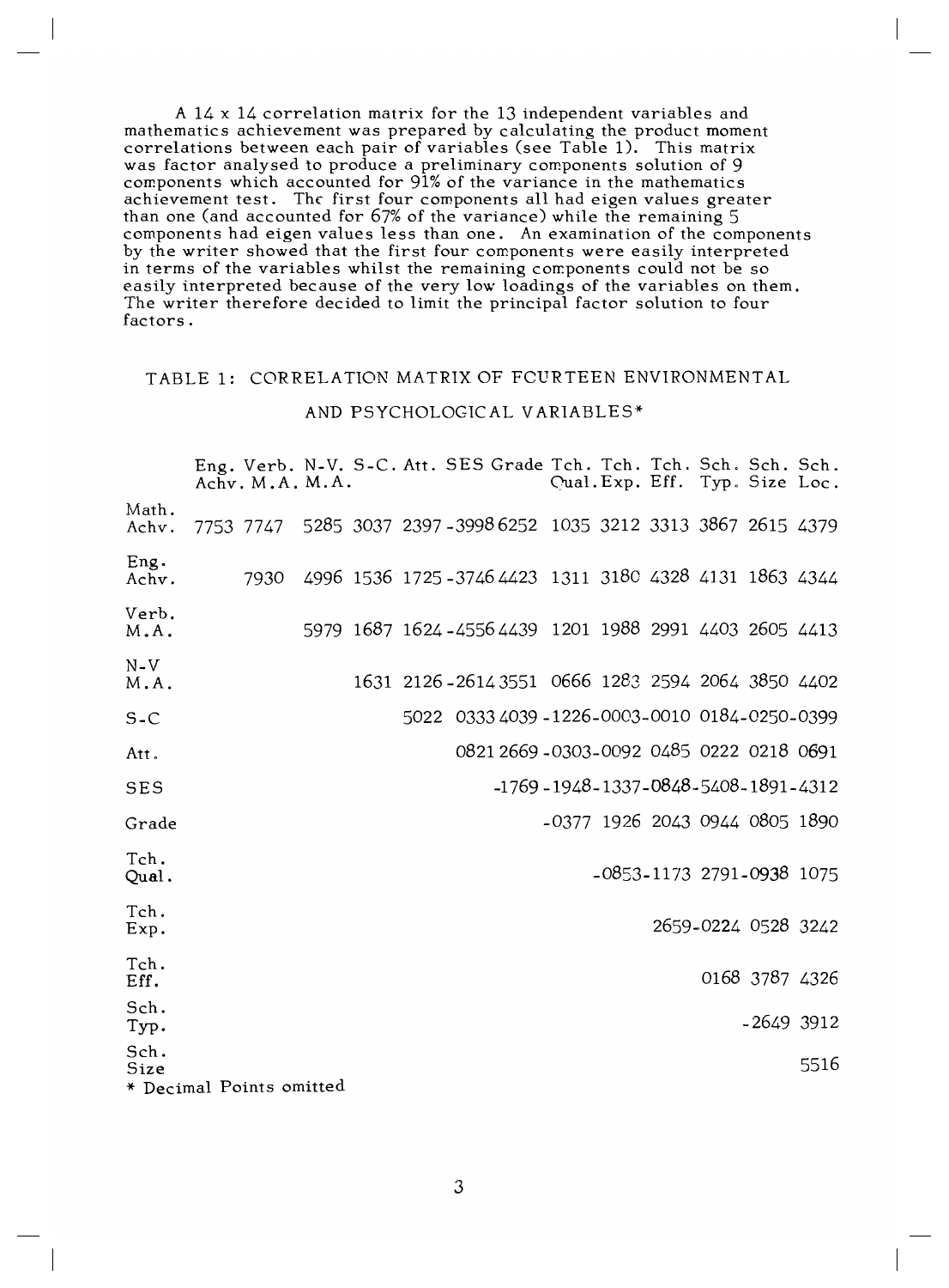A 14 x 14 correlation matrix for the 13 independent variables and mathematics achievement was prepared by calculating the product moment correlations between each pair of variables (see Table 1). This matrix was factor analysed to produce a preliminary components solution of 9 components which accounted for 91% of the variance in the mathematics achievement test. The first four components all had eigen values greater than one (and accounted for 67% of the variance) while the remaining 5 components had eigen values less than one. An examination of the components by the writer showed that the first four components were easily interpreted in terms of the variables whilst the remaining components could not be so easily interpreted because of the very low loadings of the variables on them. The writer therefore decided to limit the principal factor solution to four factors.

## TABLE 1: CORRELATION MATRIX OF FOURTEEN ENVIRONMENTAL AND PSYCHOLOGICAL VARIABLES*

| | Eng. Achv. | Verb. M.A. | N-V. M.A. | S-C. | Att. | SES | Grade | Tch. Qual. | Tch. Exp. | Tch. Eff. | Sch. Typ. | Sch. Size | Sch. Loc. |
|---|---|---|---|---|---|---|---|---|---|---|---|---|---|
| Math. Achv. | 7753 | 7747 | 5285 | 3037 | 2397 | -3998 | 6252 | 1035 | 3212 | 3313 | 3867 | 2615 | 4379 |
| Eng. Achv. | | 7930 | 4996 | 1536 | 1725 | -3746 | 4423 | 1311 | 3180 | 4328 | 4131 | 1863 | 4344 |
| Verb. M.A. | | | 5979 | 1687 | 1624 | -4556 | 4439 | 1201 | 1988 | 2991 | 4403 | 2605 | 4413 |
| N-V M.A. | | | | 1631 | 2126 | -2614 | 3551 | 0666 | 1283 | 2594 | 2064 | 3850 | 4402 |
| S-C | | | | | 5022 | 0333 | 4039 | -1226 | -0003 | -0010 | 0184 | -0250 | -0399 |
| Att. | | | | | | 0821 | 2669 | -0303 | -0092 | 0485 | 0222 | 0218 | 0691 |
| SES | | | | | | | -1769 | -1948 | -1337 | -0848 | -5408 | -1891 | -4312 |
| Grade | | | | | | | | -0377 | 1926 | 2043 | 0944 | 0805 | 1890 |
| Tch. Qual. | | | | | | | | | -0853 | -1173 | 2791 | -0938 | 1075 |
| Tch. Exp. | | | | | | | | | | 2659 | -0224 | 0528 | 3242 |
| Tch. Eff. | | | | | | | | | | | 0168 | 3787 | 4326 |
| Sch. Typ. | | | | | | | | | | | | -2649 | 3912 |
| Sch. Size | | | | | | | | | | | | | 5516 |

* Decimal Points omitted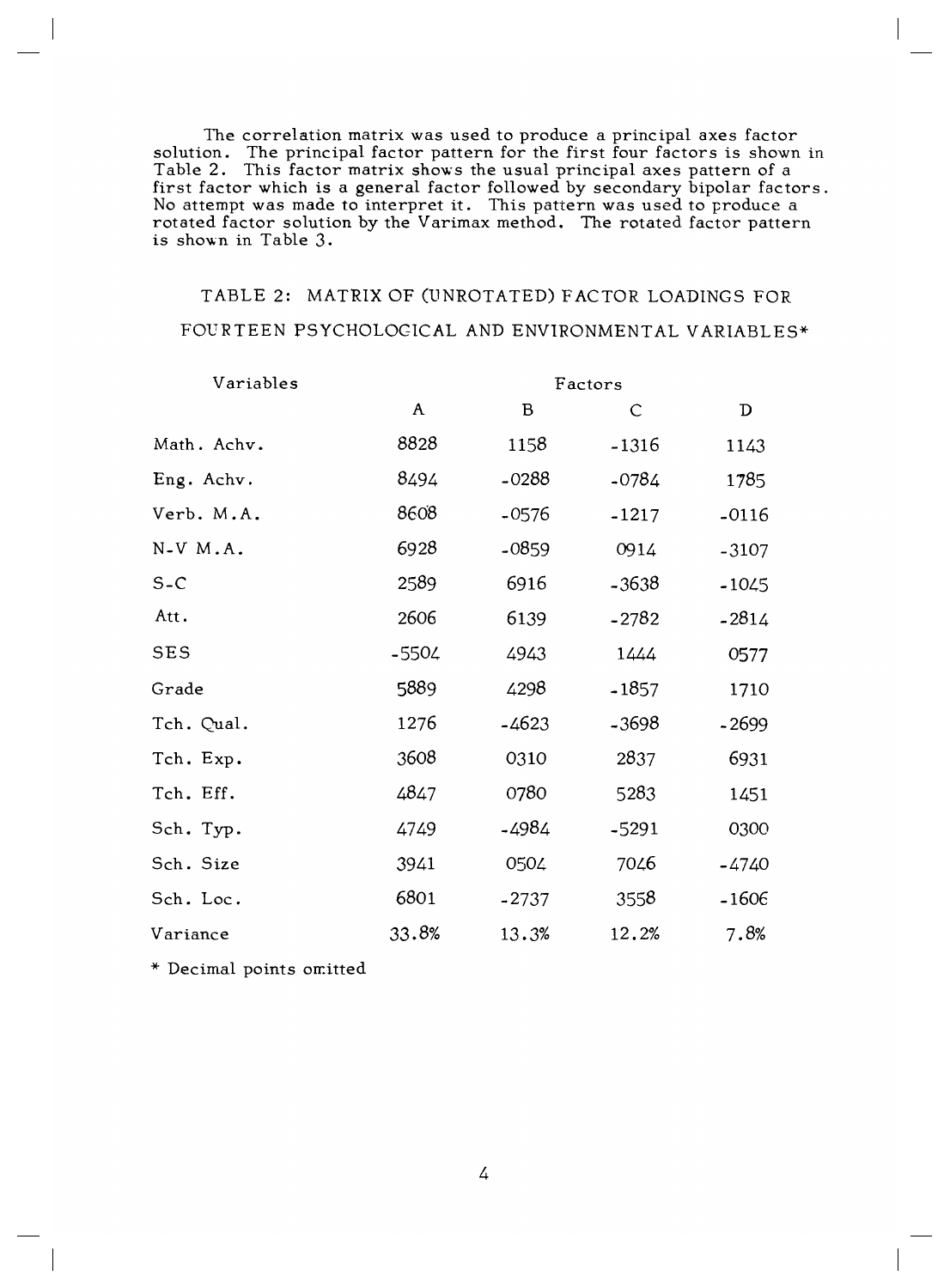The correlation matrix was used to produce a principal axes factor solution. The principal factor pattern for the first four factors is shown in Table 2. This factor matrix shows the usual principal axes pattern of a first factor which is a general factor followed by secondary bipolar factors. No attempt was made to interpret it. This pattern was used to produce a rotated factor solution by the Varimax method. The rotated factor pattern is shown in Table 3.

## TABLE 2: MATRIX OF (UNROTATED) FACTOR LOADINGS FOR FOURTEEN PSYCHOLOGICAL AND ENVIRONMENTAL VARIABLES*

| Variables | Factors | | | |
|---|---|---|---|---|
| | A | B | C | D |
| Math. Achv. | 8828 | 1158 | -1316 | 1143 |
| Eng. Achv. | 8494 | -0288 | -0784 | 1785 |
| Verb. M.A. | 8608 | -0576 | -1217 | -0116 |
| N-V M.A. | 6928 | -0859 | 0914 | -3107 |
| S-C | 2589 | 6916 | -3638 | -1045 |
| Att. | 2606 | 6139 | -2782 | -2814 |
| SES | -5504 | 4943 | 1444 | 0577 |
| Grade | 5889 | 4298 | -1857 | 1710 |
| Tch. Qual. | 1276 | -4623 | -3698 | -2699 |
| Tch. Exp. | 3608 | 0310 | 2837 | 6931 |
| Tch. Eff. | 4847 | 0780 | 5283 | 1451 |
| Sch. Typ. | 4749 | -4984 | -5291 | 0300 |
| Sch. Size | 3941 | 0504 | 7046 | -4740 |
| Sch. Loc. | 6801 | -2737 | 3558 | -1606 |
| Variance | 33.8% | 13.3% | 12.2% | 7.8% |

* Decimal points omitted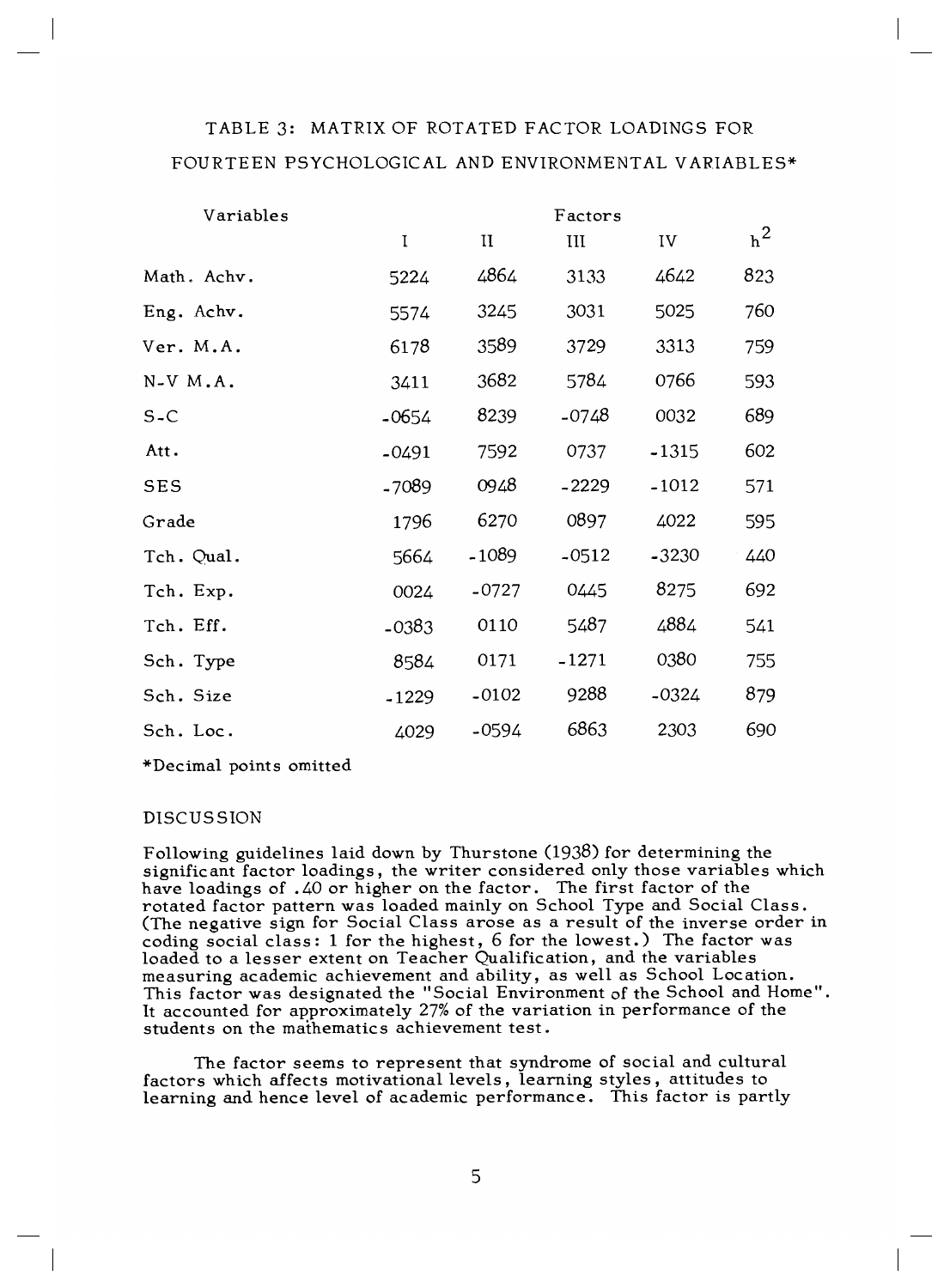TABLE 3: MATRIX OF ROTATED FACTOR LOADINGS FOR FOURTEEN PSYCHOLOGICAL AND ENVIRONMENTAL VARIABLES*

| Variables | Factors | | | | |
|---|---|---|---|---|---|
| | I | II | III | IV | $h^2$ |
| Math. Achv. | 5224 | 4864 | 3133 | 4642 | 823 |
| Eng. Achv. | 5574 | 3245 | 3031 | 5025 | 760 |
| Ver. M.A. | 6178 | 3589 | 3729 | 3313 | 759 |
| N-V M.A. | 3411 | 3682 | 5784 | 0766 | 593 |
| S-C | -0654 | 8239 | -0748 | 0032 | 689 |
| Att. | -0491 | 7592 | 0737 | -1315 | 602 |
| SES | -7089 | 0948 | -2229 | -1012 | 571 |
| Grade | 1796 | 6270 | 0897 | 4022 | 595 |
| Tch. Qual. | 5664 | -1089 | -0512 | -3230 | 440 |
| Tch. Exp. | 0024 | -0727 | 0445 | 8275 | 692 |
| Tch. Eff. | -0383 | 0110 | 5487 | 4884 | 541 |
| Sch. Type | 8584 | 0171 | -1271 | 0380 | 755 |
| Sch. Size | -1229 | -0102 | 9288 | -0324 | 879 |
| Sch. Loc. | 4029 | -0594 | 6863 | 2303 | 690 |

*Decimal points omitted

## DISCUSSION

Following guidelines laid down by Thurstone (1938) for determining the significant factor loadings, the writer considered only those variables which have loadings of .40 or higher on the factor. The first factor of the rotated factor pattern was loaded mainly on School Type and Social Class. (The negative sign for Social Class arose as a result of the inverse order in coding social class: 1 for the highest, 6 for the lowest.) The factor was loaded to a lesser extent on Teacher Qualification, and the variables measuring academic achievement and ability, as well as School Location. This factor was designated the "Social Environment of the School and Home". It accounted for approximately 27% of the variation in performance of the students on the mathematics achievement test.

The factor seems to represent that syndrome of social and cultural factors which affects motivational levels, learning styles, attitudes to learning and hence level of academic performance. This factor is partly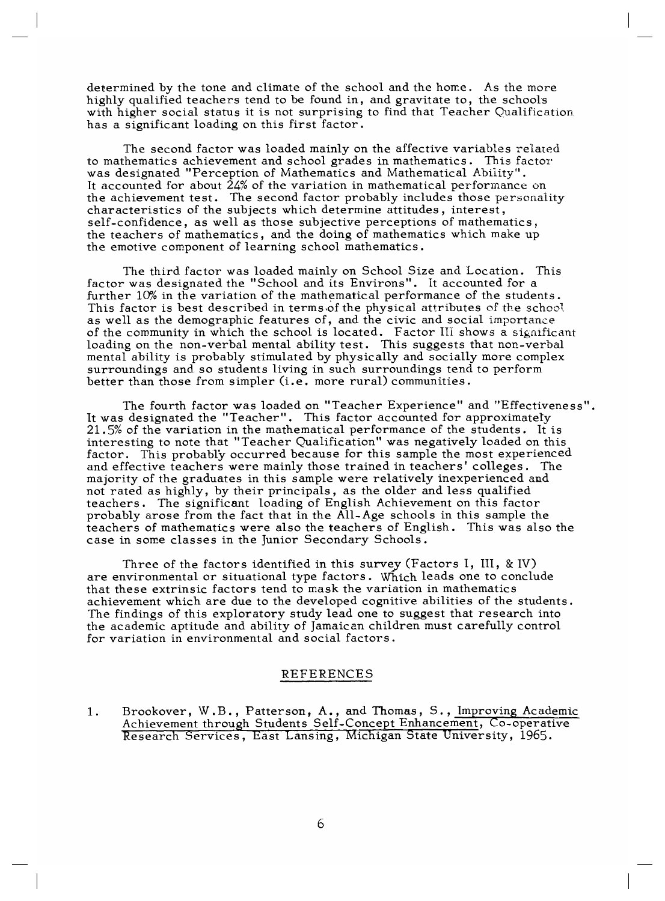determined by the tone and climate of the school and the home. As the more highly qualified teachers tend to be found in, and gravitate to, the schools with higher social status it is not surprising to find that Teacher Qualification has a significant loading on this first factor.

The second factor was loaded mainly on the affective variables related to mathematics achievement and school grades in mathematics. This factor was designated "Perception of Mathematics and Mathematical Ability". It accounted for about 24% of the variation in mathematical performance on the achievement test. The second factor probably includes those personality characteristics of the subjects which determine attitudes, interest, self-confidence, as well as those subjective perceptions of mathematics, the teachers of mathematics, and the doing of mathematics which make up the emotive component of learning school mathematics.

The third factor was loaded mainly on School Size and Location. This factor was designated the "School and its Environs". It accounted for a further 10% in the variation of the mathematical performance of the students. This factor is best described in terms of the physical attributes of the school as well as the demographic features of, and the civic and social importance of the community in which the school is located. Factor III shows a significant loading on the non-verbal mental ability test. This suggests that non-verbal mental ability is probably stimulated by physically and socially more complex surroundings and so students living in such surroundings tend to perform better than those from simpler (i.e. more rural) communities.

The fourth factor was loaded on "Teacher Experience" and "Effectiveness". It was designated the "Teacher". This factor accounted for approximately 21.5% of the variation in the mathematical performance of the students. It is interesting to note that "Teacher Qualification" was negatively loaded on this factor. This probably occurred because for this sample the most experienced and effective teachers were mainly those trained in teachers' colleges. The majority of the graduates in this sample were relatively inexperienced and not rated as highly, by their principals, as the older and less qualified teachers. The significant loading of English Achievement on this factor probably arose from the fact that in the All-Age schools in this sample the teachers of mathematics were also the teachers of English. This was also the case in some classes in the Junior Secondary Schools.

Three of the factors identified in this survey (Factors I, III, & IV) are environmental or situational type factors. Which leads one to conclude that these extrinsic factors tend to mask the variation in mathematics achievement which are due to the developed cognitive abilities of the students. The findings of this exploratory study lead one to suggest that research into the academic aptitude and ability of Jamaican children must carefully control for variation in environmental and social factors.

## REFERENCES

1. Brookover, W.B., Patterson, A., and Thomas, S., Improving Academic Achievement through Students Self-Concept Enhancement, Co-operative Research Services, East Lansing, Michigan State University, 1965.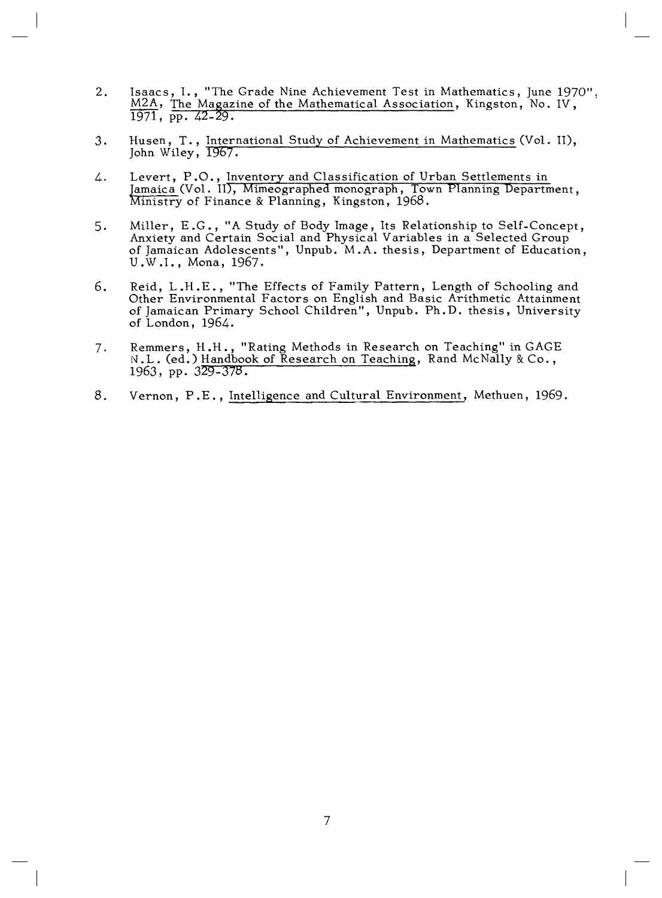2. Isaacs, I., "The Grade Nine Achievement Test in Mathematics, June 1970", M2A, The Magazine of the Mathematical Association, Kingston, No. IV, 1971, pp. 42-29.

3. Husen, T., International Study of Achievement in Mathematics (Vol. II), John Wiley, 1967.

4. Levert, P.O., Inventory and Classification of Urban Settlements in Jamaica (Vol. II), Mimeographed monograph, Town Planning Department, Ministry of Finance & Planning, Kingston, 1968.

5. Miller, E.G., "A Study of Body Image, Its Relationship to Self-Concept, Anxiety and Certain Social and Physical Variables in a Selected Group of Jamaican Adolescents", Unpub. M.A. thesis, Department of Education, U.W.I., Mona, 1967.

6. Reid, L.H.E., "The Effects of Family Pattern, Length of Schooling and Other Environmental Factors on English and Basic Arithmetic Attainment of Jamaican Primary School Children", Unpub. Ph.D. thesis, University of London, 1964.

7. Remmers, H.H., "Rating Methods in Research on Teaching" in GAGE N.L. (ed.) Handbook of Research on Teaching, Rand McNally & Co., 1963, pp. 329-378.

8. Vernon, P.E., Intelligence and Cultural Environment, Methuen, 1969.